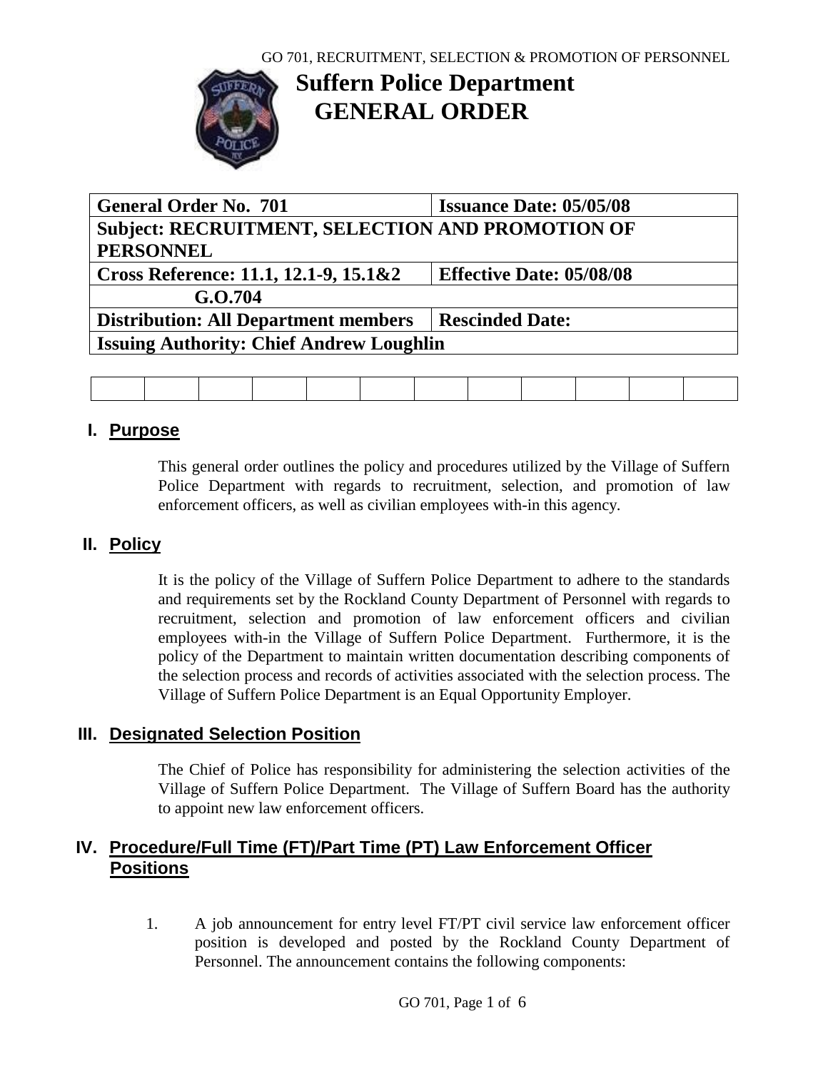# Suffern Police Department
# GENERAL ORDER

| General Order No. 701 | Issuance Date: 05/05/08 |
|---|---|
| Subject: RECRUITMENT, SELECTION AND PROMOTION OF PERSONNEL | |
| Cross Reference: 11.1, 12.1-9, 15.1&2 | Effective Date: 05/08/08 |
| G.O.704 | |
| Distribution: All Department members | Rescinded Date: |
| Issuing Authority: Chief Andrew Loughlin | |

## I. Purpose

This general order outlines the policy and procedures utilized by the Village of Suffern Police Department with regards to recruitment, selection, and promotion of law enforcement officers, as well as civilian employees with-in this agency.

## II. Policy

It is the policy of the Village of Suffern Police Department to adhere to the standards and requirements set by the Rockland County Department of Personnel with regards to recruitment, selection and promotion of law enforcement officers and civilian employees with-in the Village of Suffern Police Department. Furthermore, it is the policy of the Department to maintain written documentation describing components of the selection process and records of activities associated with the selection process. The Village of Suffern Police Department is an Equal Opportunity Employer.

## III. Designated Selection Position

The Chief of Police has responsibility for administering the selection activities of the Village of Suffern Police Department. The Village of Suffern Board has the authority to appoint new law enforcement officers.

## IV. Procedure/Full Time (FT)/Part Time (PT) Law Enforcement Officer Positions

1. A job announcement for entry level FT/PT civil service law enforcement officer position is developed and posted by the Rockland County Department of Personnel. The announcement contains the following components: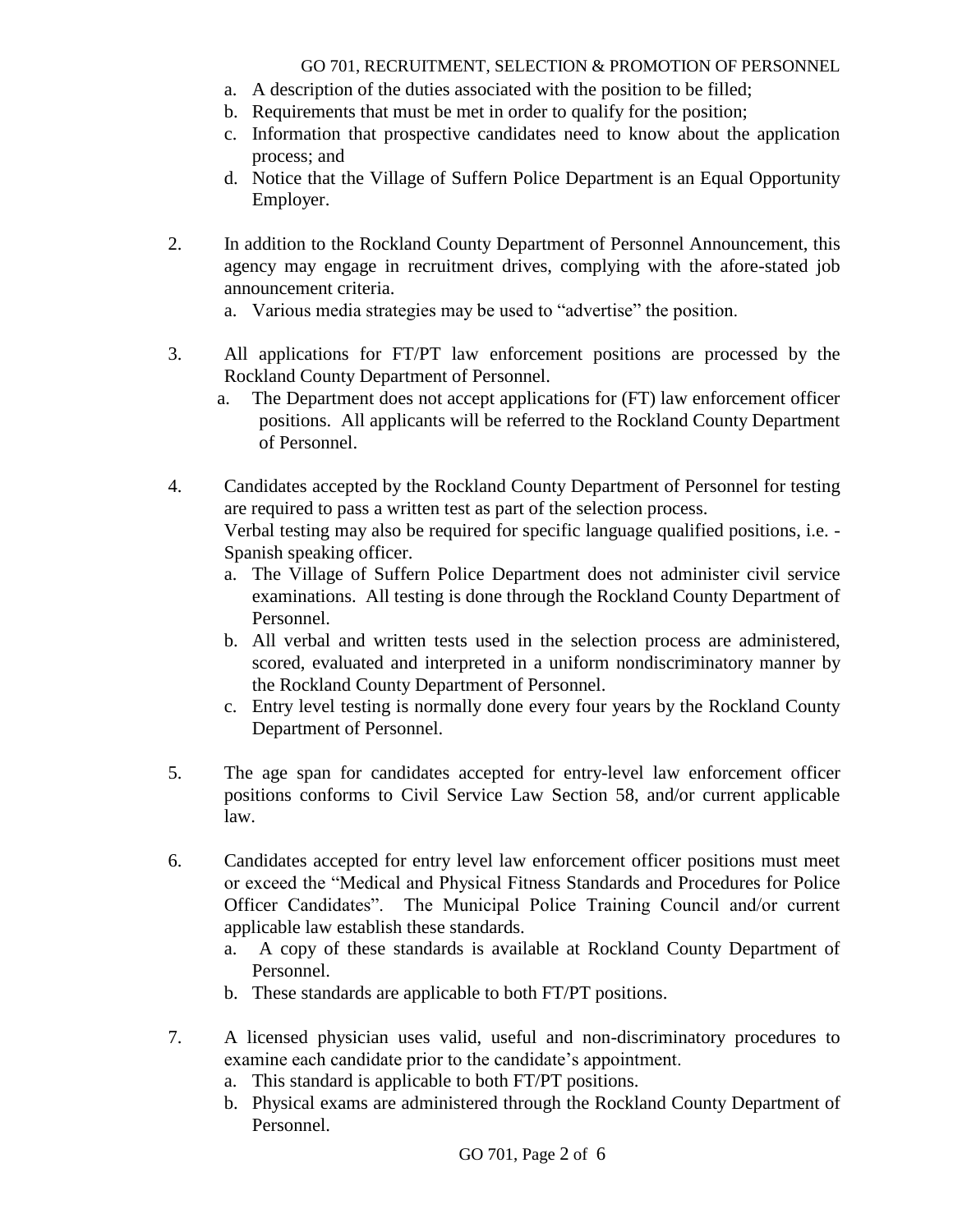a. A description of the duties associated with the position to be filled;
b. Requirements that must be met in order to qualify for the position;
c. Information that prospective candidates need to know about the application process; and
d. Notice that the Village of Suffern Police Department is an Equal Opportunity Employer.

2. In addition to the Rockland County Department of Personnel Announcement, this agency may engage in recruitment drives, complying with the afore-stated job announcement criteria.
   a. Various media strategies may be used to "advertise" the position.

3. All applications for FT/PT law enforcement positions are processed by the Rockland County Department of Personnel.
   a. The Department does not accept applications for (FT) law enforcement officer positions. All applicants will be referred to the Rockland County Department of Personnel.

4. Candidates accepted by the Rockland County Department of Personnel for testing are required to pass a written test as part of the selection process.
   Verbal testing may also be required for specific language qualified positions, i.e. - Spanish speaking officer.
   a. The Village of Suffern Police Department does not administer civil service examinations. All testing is done through the Rockland County Department of Personnel.
   b. All verbal and written tests used in the selection process are administered, scored, evaluated and interpreted in a uniform nondiscriminatory manner by the Rockland County Department of Personnel.
   c. Entry level testing is normally done every four years by the Rockland County Department of Personnel.

5. The age span for candidates accepted for entry-level law enforcement officer positions conforms to Civil Service Law Section 58, and/or current applicable law.

6. Candidates accepted for entry level law enforcement officer positions must meet or exceed the "Medical and Physical Fitness Standards and Procedures for Police Officer Candidates". The Municipal Police Training Council and/or current applicable law establish these standards.
   a. A copy of these standards is available at Rockland County Department of Personnel.
   b. These standards are applicable to both FT/PT positions.

7. A licensed physician uses valid, useful and non-discriminatory procedures to examine each candidate prior to the candidate's appointment.
   a. This standard is applicable to both FT/PT positions.
   b. Physical exams are administered through the Rockland County Department of Personnel.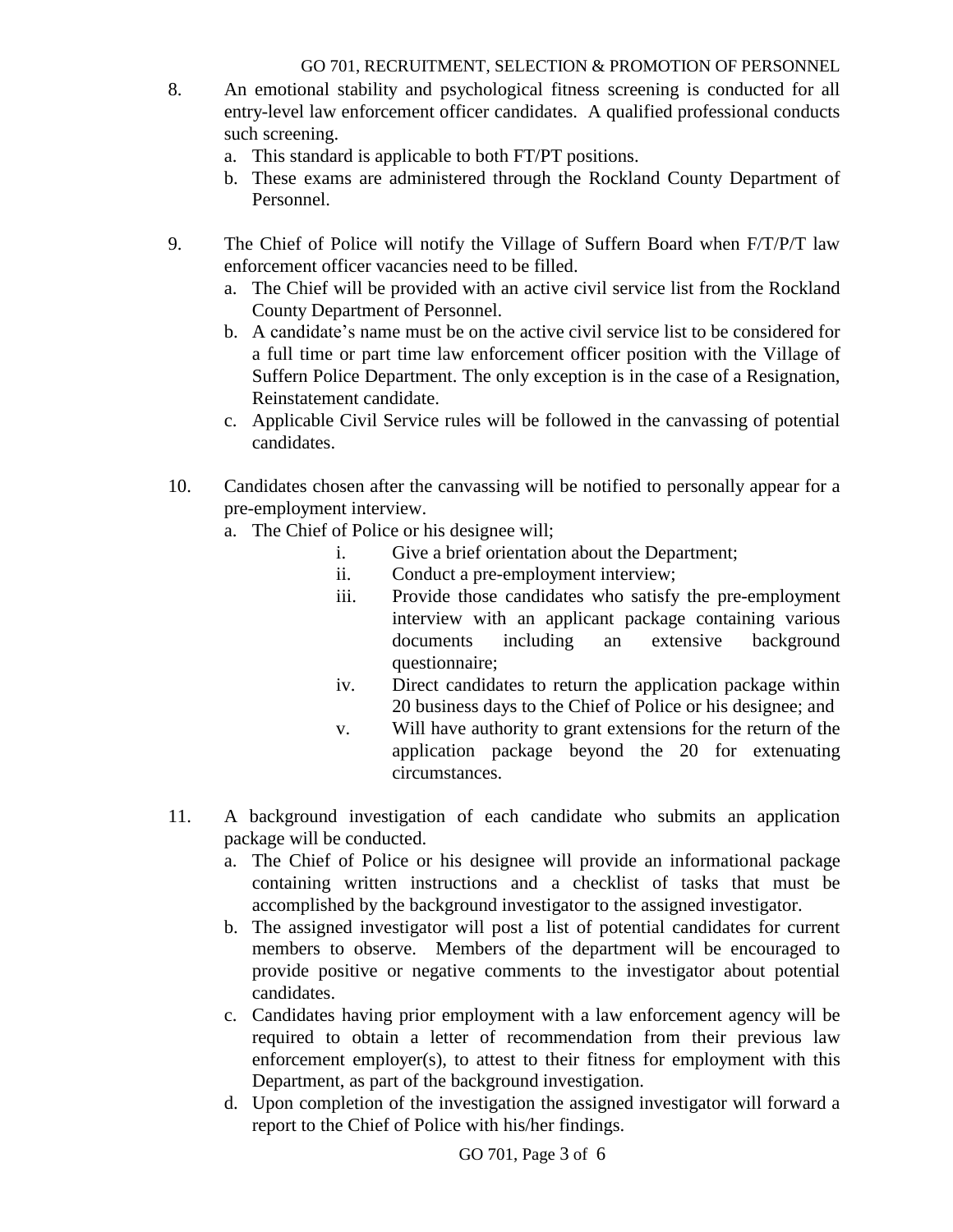8. An emotional stability and psychological fitness screening is conducted for all entry-level law enforcement officer candidates. A qualified professional conducts such screening.
   a. This standard is applicable to both FT/PT positions.
   b. These exams are administered through the Rockland County Department of Personnel.

9. The Chief of Police will notify the Village of Suffern Board when F/T/P/T law enforcement officer vacancies need to be filled.
   a. The Chief will be provided with an active civil service list from the Rockland County Department of Personnel.
   b. A candidate's name must be on the active civil service list to be considered for a full time or part time law enforcement officer position with the Village of Suffern Police Department. The only exception is in the case of a Resignation, Reinstatement candidate.
   c. Applicable Civil Service rules will be followed in the canvassing of potential candidates.

10. Candidates chosen after the canvassing will be notified to personally appear for a pre-employment interview.
    a. The Chief of Police or his designee will;
       i. Give a brief orientation about the Department;
       ii. Conduct a pre-employment interview;
       iii. Provide those candidates who satisfy the pre-employment interview with an applicant package containing various documents including an extensive background questionnaire;
       iv. Direct candidates to return the application package within 20 business days to the Chief of Police or his designee; and
       v. Will have authority to grant extensions for the return of the application package beyond the 20 for extenuating circumstances.

11. A background investigation of each candidate who submits an application package will be conducted.
    a. The Chief of Police or his designee will provide an informational package containing written instructions and a checklist of tasks that must be accomplished by the background investigator to the assigned investigator.
    b. The assigned investigator will post a list of potential candidates for current members to observe. Members of the department will be encouraged to provide positive or negative comments to the investigator about potential candidates.
    c. Candidates having prior employment with a law enforcement agency will be required to obtain a letter of recommendation from their previous law enforcement employer(s), to attest to their fitness for employment with this Department, as part of the background investigation.
    d. Upon completion of the investigation the assigned investigator will forward a report to the Chief of Police with his/her findings.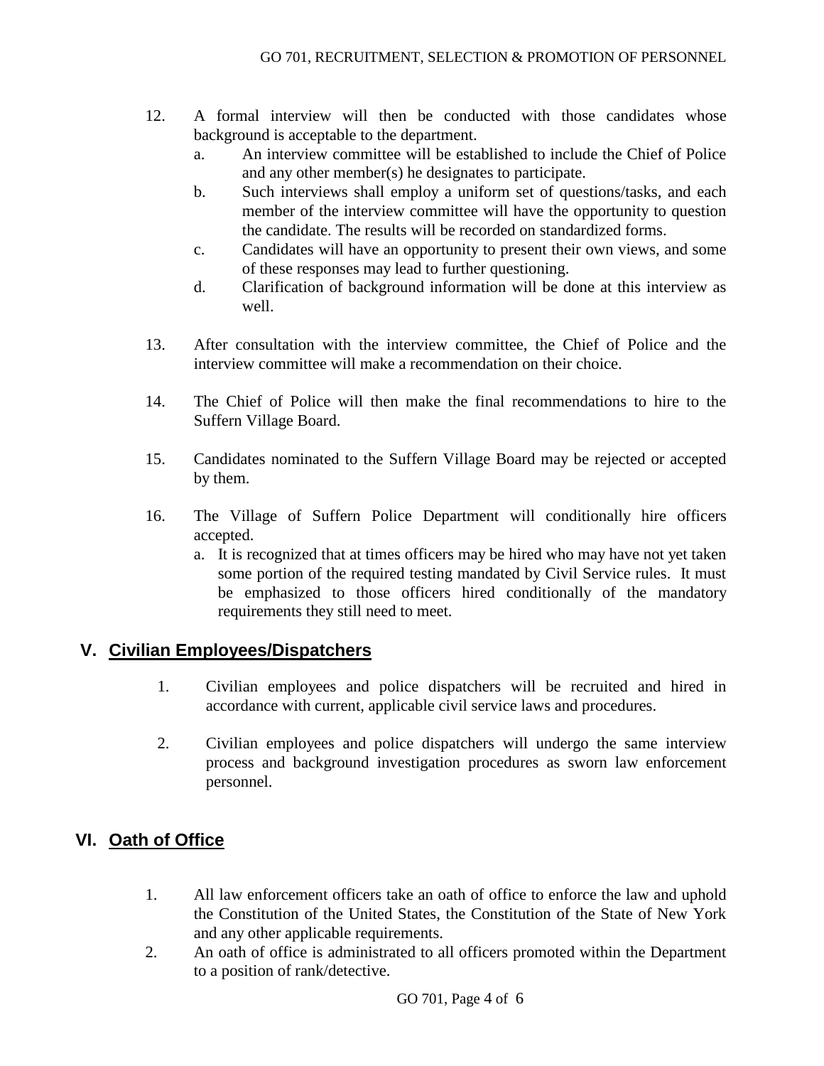12. A formal interview will then be conducted with those candidates whose background is acceptable to the department.
    a. An interview committee will be established to include the Chief of Police and any other member(s) he designates to participate.
    b. Such interviews shall employ a uniform set of questions/tasks, and each member of the interview committee will have the opportunity to question the candidate. The results will be recorded on standardized forms.
    c. Candidates will have an opportunity to present their own views, and some of these responses may lead to further questioning.
    d. Clarification of background information will be done at this interview as well.

13. After consultation with the interview committee, the Chief of Police and the interview committee will make a recommendation on their choice.

14. The Chief of Police will then make the final recommendations to hire to the Suffern Village Board.

15. Candidates nominated to the Suffern Village Board may be rejected or accepted by them.

16. The Village of Suffern Police Department will conditionally hire officers accepted.
    a. It is recognized that at times officers may be hired who may have not yet taken some portion of the required testing mandated by Civil Service rules. It must be emphasized to those officers hired conditionally of the mandatory requirements they still need to meet.

## V. Civilian Employees/Dispatchers

1. Civilian employees and police dispatchers will be recruited and hired in accordance with current, applicable civil service laws and procedures.

2. Civilian employees and police dispatchers will undergo the same interview process and background investigation procedures as sworn law enforcement personnel.

## VI. Oath of Office

1. All law enforcement officers take an oath of office to enforce the law and uphold the Constitution of the United States, the Constitution of the State of New York and any other applicable requirements.
2. An oath of office is administrated to all officers promoted within the Department to a position of rank/detective.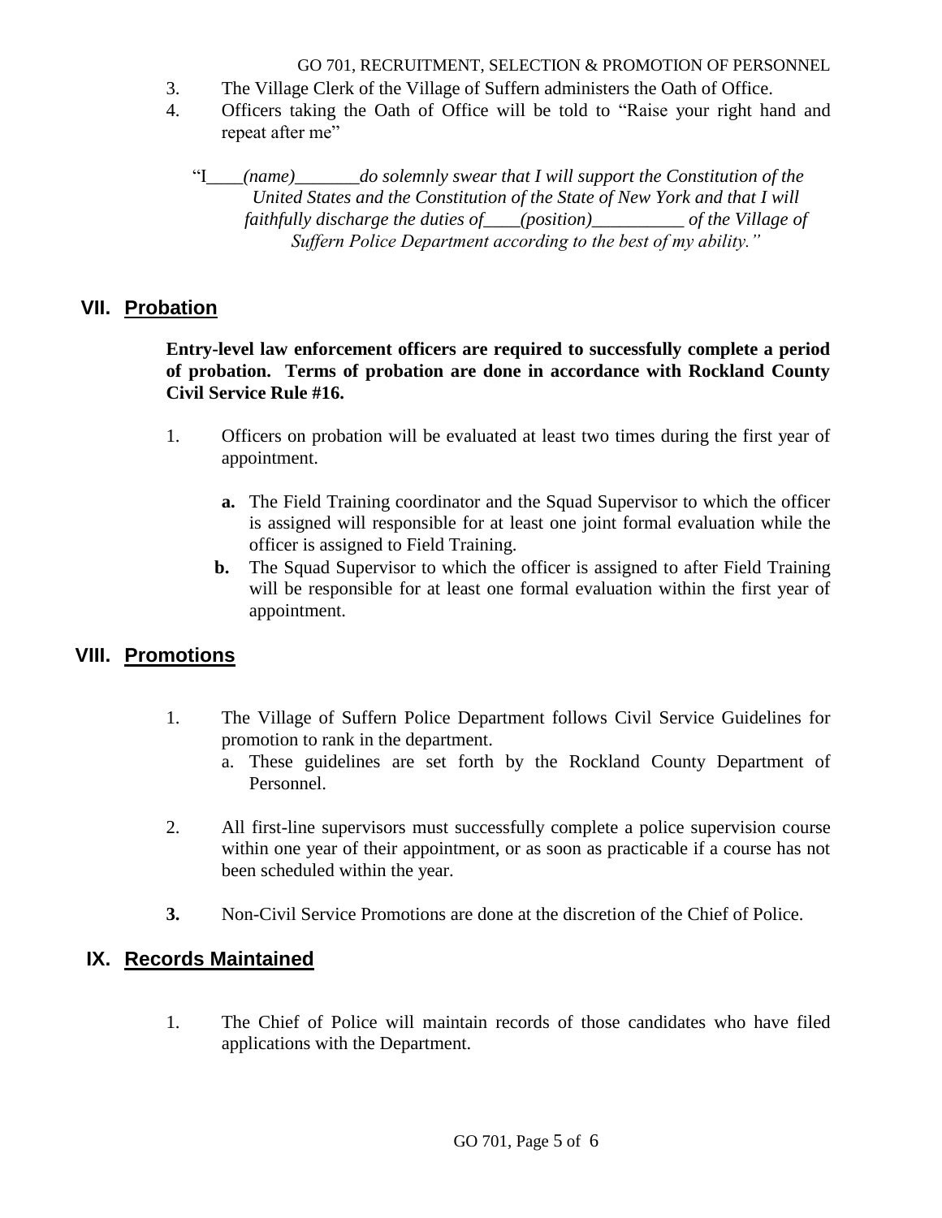3. The Village Clerk of the Village of Suffern administers the Oath of Office.
4. Officers taking the Oath of Office will be told to "Raise your right hand and repeat after me"

> "I____*(name)*_______*do solemnly swear that I will support the Constitution of the United States and the Constitution of the State of New York and that I will faithfully discharge the duties of____(position)__________ of the Village of Suffern Police Department according to the best of my ability."*

## VII. Probation

**Entry-level law enforcement officers are required to successfully complete a period of probation. Terms of probation are done in accordance with Rockland County Civil Service Rule #16.**

1. Officers on probation will be evaluated at least two times during the first year of appointment.
   - **a.** The Field Training coordinator and the Squad Supervisor to which the officer is assigned will responsible for at least one joint formal evaluation while the officer is assigned to Field Training.
   - **b.** The Squad Supervisor to which the officer is assigned to after Field Training will be responsible for at least one formal evaluation within the first year of appointment.

## VIII. Promotions

1. The Village of Suffern Police Department follows Civil Service Guidelines for promotion to rank in the department.
   - a. These guidelines are set forth by the Rockland County Department of Personnel.
2. All first-line supervisors must successfully complete a police supervision course within one year of their appointment, or as soon as practicable if a course has not been scheduled within the year.
3. Non-Civil Service Promotions are done at the discretion of the Chief of Police.

## IX. Records Maintained

1. The Chief of Police will maintain records of those candidates who have filed applications with the Department.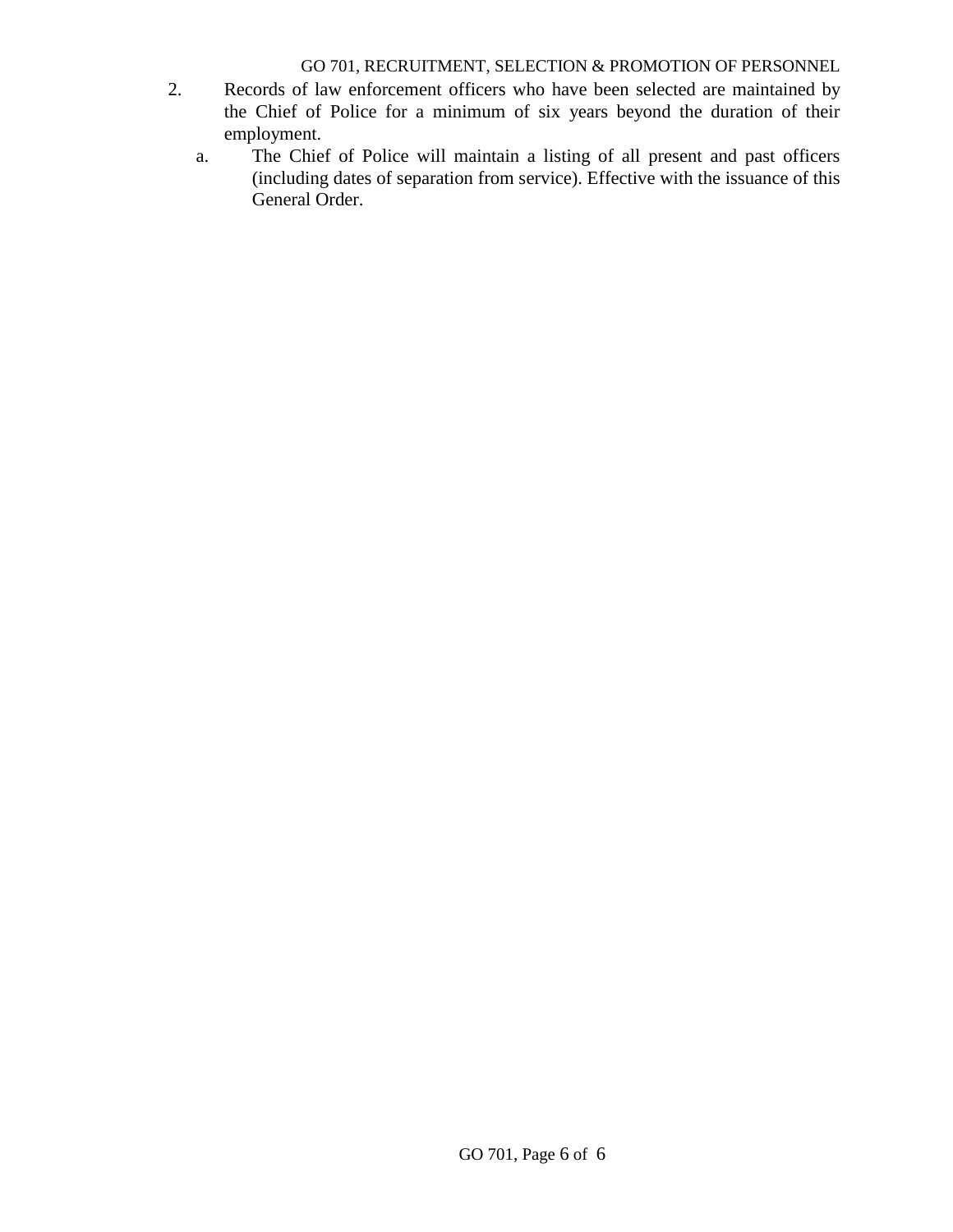2. Records of law enforcement officers who have been selected are maintained by the Chief of Police for a minimum of six years beyond the duration of their employment.
   a. The Chief of Police will maintain a listing of all present and past officers (including dates of separation from service). Effective with the issuance of this General Order.